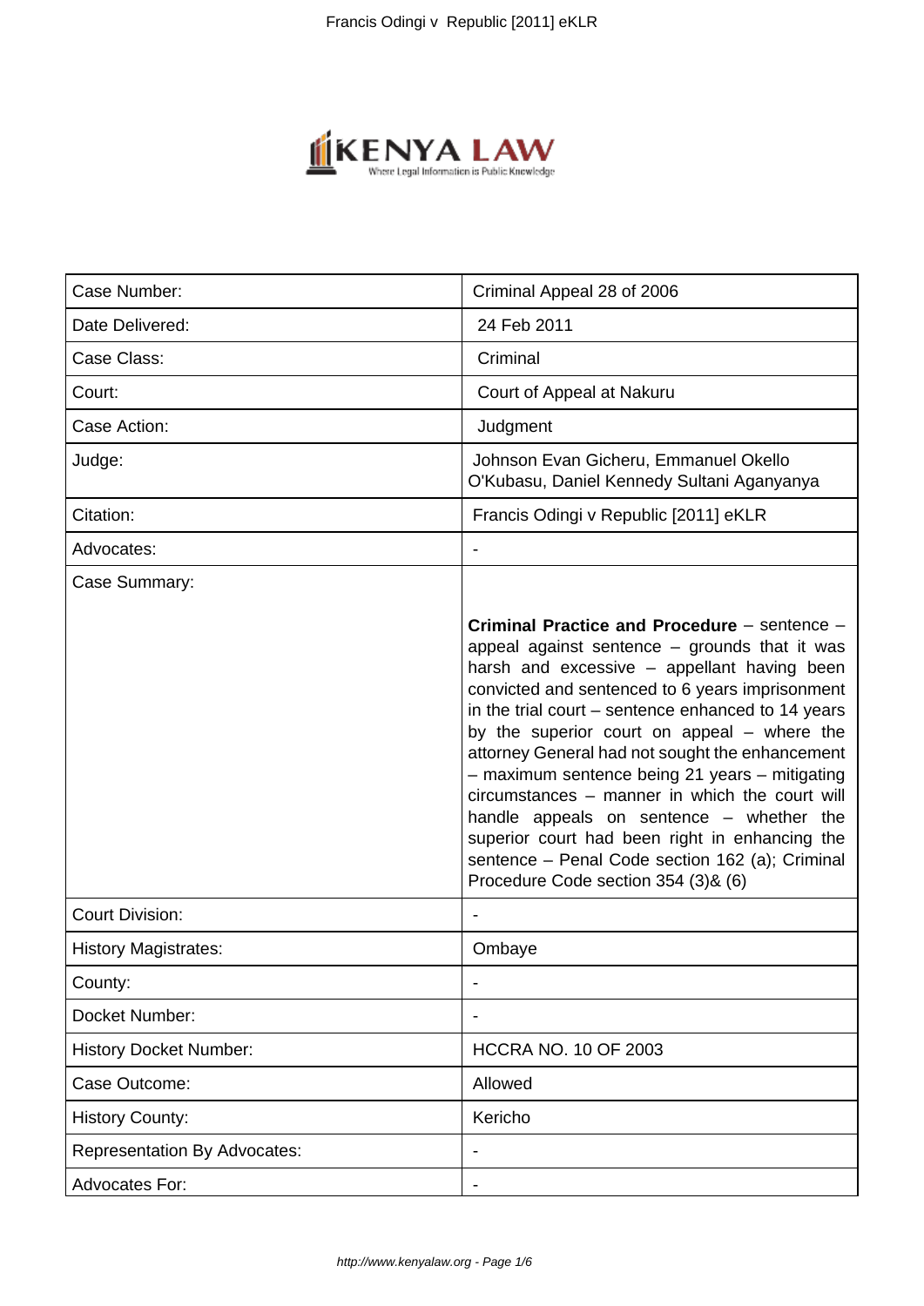KENYA LAW
Where Legal Information is Public Knowledge

| | |
|---|---|
| Case Number: | Criminal Appeal 28 of 2006 |
| Date Delivered: | 24 Feb 2011 |
| Case Class: | Criminal |
| Court: | Court of Appeal at Nakuru |
| Case Action: | Judgment |
| Judge: | Johnson Evan Gicheru, Emmanuel Okello O'Kubasu, Daniel Kennedy Sultani Aganyanya |
| Citation: | Francis Odingi v Republic [2011] eKLR |
| Advocates: | - |
| Case Summary: | **Criminal Practice and Procedure** – sentence – appeal against sentence – grounds that it was harsh and excessive – appellant having been convicted and sentenced to 6 years imprisonment in the trial court – sentence enhanced to 14 years by the superior court on appeal – where the attorney General had not sought the enhancement – maximum sentence being 21 years – mitigating circumstances – manner in which the court will handle appeals on sentence – whether the superior court had been right in enhancing the sentence – Penal Code section 162 (a); Criminal Procedure Code section 354 (3)& (6) |
| Court Division: | - |
| History Magistrates: | Ombaye |
| County: | - |
| Docket Number: | - |
| History Docket Number: | HCCRA NO. 10 OF 2003 |
| Case Outcome: | Allowed |
| History County: | Kericho |
| Representation By Advocates: | - |
| Advocates For: | - |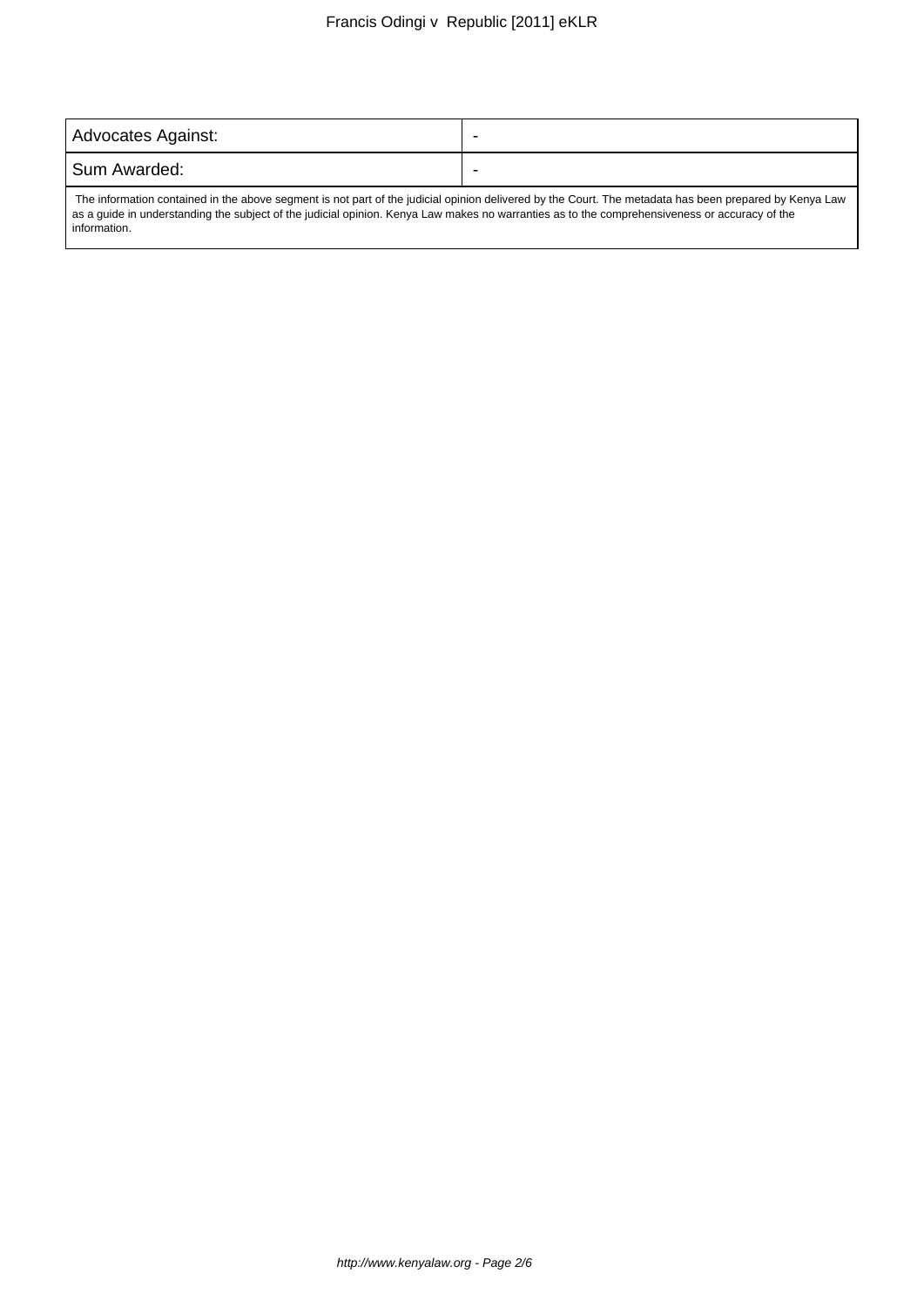| | |
|---|---|
| Advocates Against: | - |
| Sum Awarded: | - |

The information contained in the above segment is not part of the judicial opinion delivered by the Court. The metadata has been prepared by Kenya Law as a guide in understanding the subject of the judicial opinion. Kenya Law makes no warranties as to the comprehensiveness or accuracy of the information.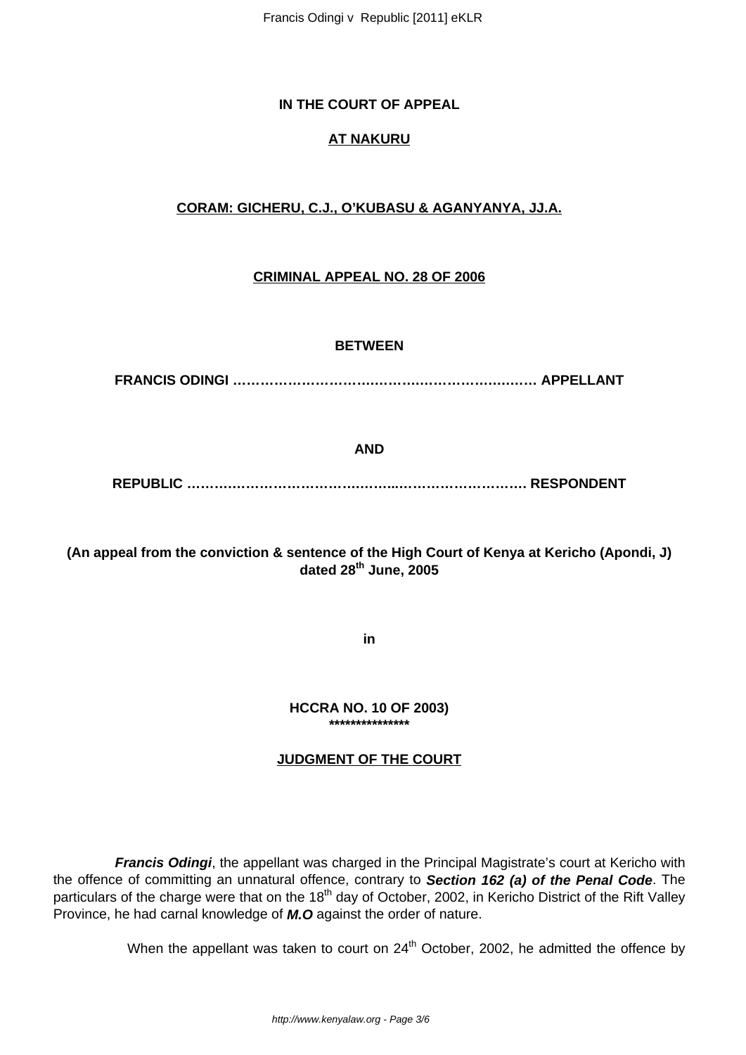**IN THE COURT OF APPEAL**

**AT NAKURU**

**CORAM: GICHERU, C.J., O'KUBASU & AGANYANYA, JJ.A.**

**CRIMINAL APPEAL NO. 28 OF 2006**

**BETWEEN**

**FRANCIS ODINGI ………………………………………………………… APPELLANT**

**AND**

**REPUBLIC …………………………………………………………………… RESPONDENT**

**(An appeal from the conviction & sentence of the High Court of Kenya at Kericho (Apondi, J) dated 28th June, 2005**

**in**

**HCCRA NO. 10 OF 2003)**
**\*\*\*\*\*\*\*\*\*\*\*\*\*\*\***

**JUDGMENT OF THE COURT**

***Francis Odingi***, the appellant was charged in the Principal Magistrate's court at Kericho with the offence of committing an unnatural offence, contrary to ***Section 162 (a) of the Penal Code***. The particulars of the charge were that on the 18th day of October, 2002, in Kericho District of the Rift Valley Province, he had carnal knowledge of ***M.O*** against the order of nature.

When the appellant was taken to court on 24th October, 2002, he admitted the offence by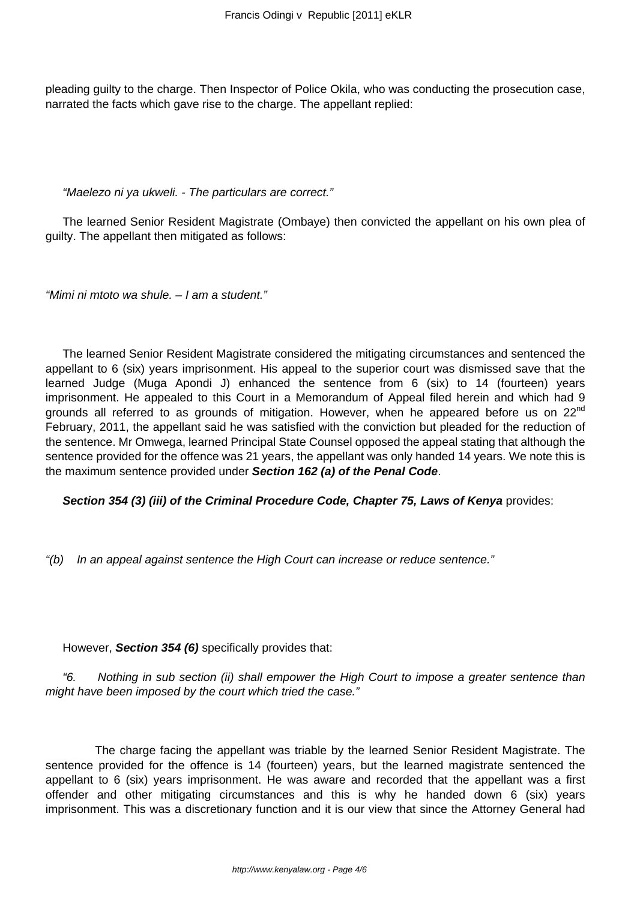pleading guilty to the charge. Then Inspector of Police Okila, who was conducting the prosecution case, narrated the facts which gave rise to the charge. The appellant replied:

*"Maelezo ni ya ukweli. - The particulars are correct."*

The learned Senior Resident Magistrate (Ombaye) then convicted the appellant on his own plea of guilty. The appellant then mitigated as follows:

*"Mimi ni mtoto wa shule. – I am a student."*

The learned Senior Resident Magistrate considered the mitigating circumstances and sentenced the appellant to 6 (six) years imprisonment. His appeal to the superior court was dismissed save that the learned Judge (Muga Apondi J) enhanced the sentence from 6 (six) to 14 (fourteen) years imprisonment. He appealed to this Court in a Memorandum of Appeal filed herein and which had 9 grounds all referred to as grounds of mitigation. However, when he appeared before us on 22nd February, 2011, the appellant said he was satisfied with the conviction but pleaded for the reduction of the sentence. Mr Omwega, learned Principal State Counsel opposed the appeal stating that although the sentence provided for the offence was 21 years, the appellant was only handed 14 years. We note this is the maximum sentence provided under ***Section 162 (a) of the Penal Code***.

***Section 354 (3) (iii) of the Criminal Procedure Code, Chapter 75, Laws of Kenya*** provides:

*"(b) In an appeal against sentence the High Court can increase or reduce sentence."*

However, ***Section 354 (6)*** specifically provides that:

*"6. Nothing in sub section (ii) shall empower the High Court to impose a greater sentence than might have been imposed by the court which tried the case."*

The charge facing the appellant was triable by the learned Senior Resident Magistrate. The sentence provided for the offence is 14 (fourteen) years, but the learned magistrate sentenced the appellant to 6 (six) years imprisonment. He was aware and recorded that the appellant was a first offender and other mitigating circumstances and this is why he handed down 6 (six) years imprisonment. This was a discretionary function and it is our view that since the Attorney General had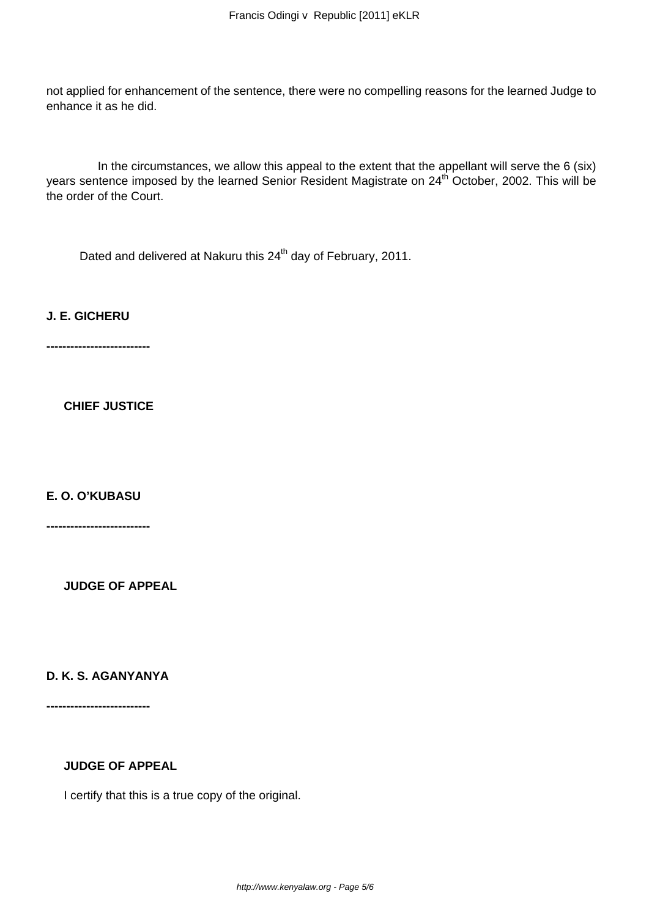not applied for enhancement of the sentence, there were no compelling reasons for the learned Judge to enhance it as he did.

In the circumstances, we allow this appeal to the extent that the appellant will serve the 6 (six) years sentence imposed by the learned Senior Resident Magistrate on 24th October, 2002. This will be the order of the Court.

Dated and delivered at Nakuru this 24th day of February, 2011.

**J. E. GICHERU**

**-------------------------**

**CHIEF JUSTICE**

**E. O. O'KUBASU**

**-------------------------**

**JUDGE OF APPEAL**

**D. K. S. AGANYANYA**

**-------------------------**

**JUDGE OF APPEAL**

I certify that this is a true copy of the original.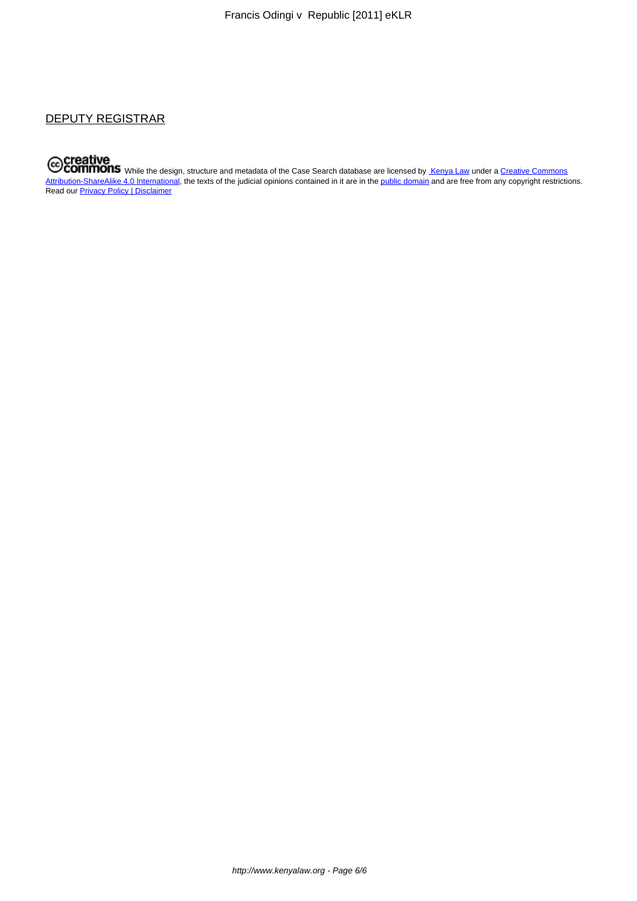DEPUTY REGISTRAR

While the design, structure and metadata of the Case Search database are licensed by Kenya Law under a Creative Commons Attribution-ShareAlike 4.0 International, the texts of the judicial opinions contained in it are in the public domain and are free from any copyright restrictions.
Read our Privacy Policy | Disclaimer